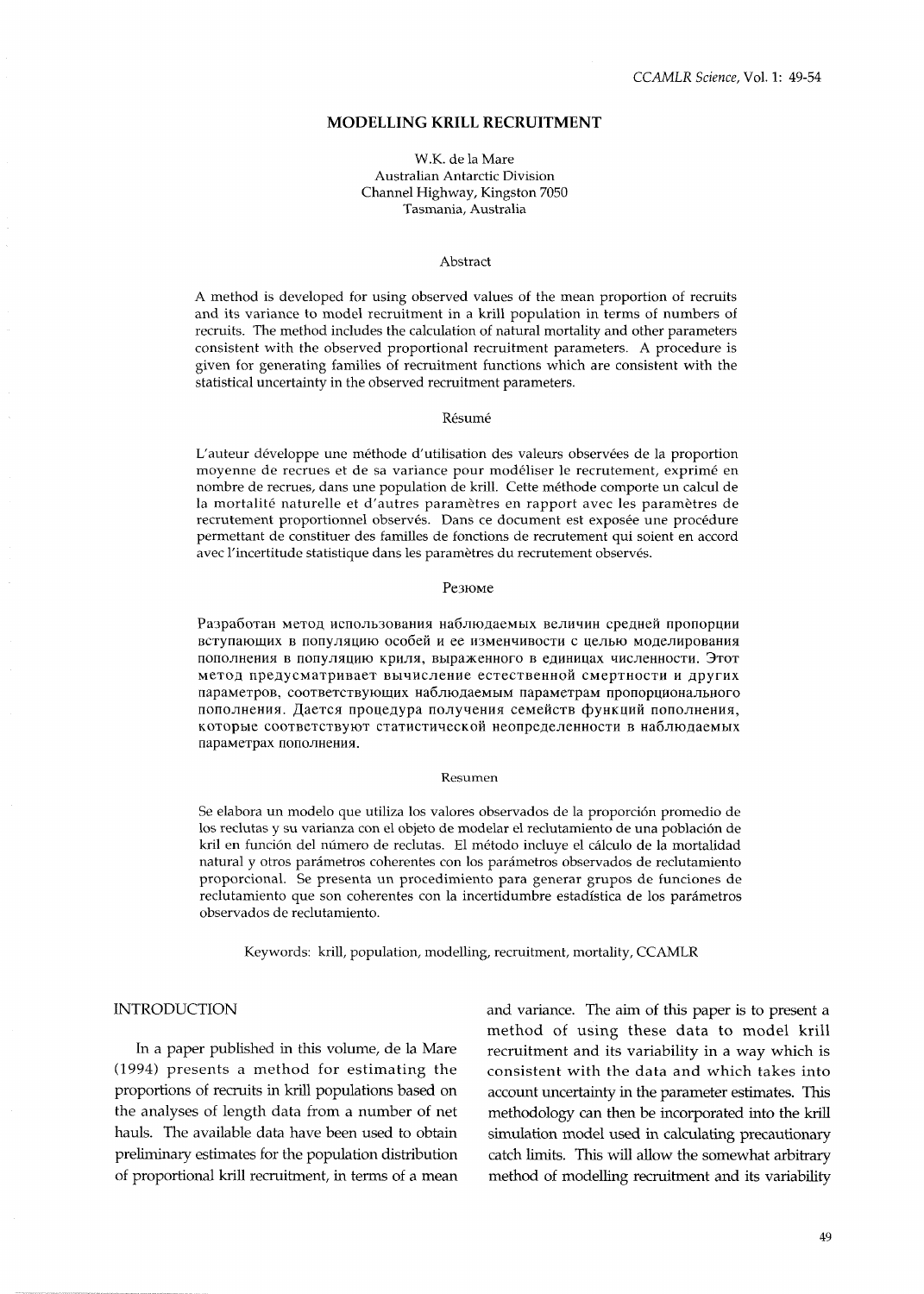# MODELLING KRILL RECRUITMENT

W.K. de la Mare
Australian Antarctic Division
Channel Highway, Kingston 7050
Tasmania, Australia

## Abstract

A method is developed for using observed values of the mean proportion of recruits and its variance to model recruitment in a krill population in terms of numbers of recruits. The method includes the calculation of natural mortality and other parameters consistent with the observed proportional recruitment parameters. A procedure is given for generating families of recruitment functions which are consistent with the statistical uncertainty in the observed recruitment parameters.

## Résumé

L'auteur développe une méthode d'utilisation des valeurs observées de la proportion moyenne de recrues et de sa variance pour modéliser le recrutement, exprimé en nombre de recrues, dans une population de krill. Cette méthode comporte un calcul de la mortalité naturelle et d'autres paramètres en rapport avec les paramètres de recrutement proportionnel observés. Dans ce document est exposée une procédure permettant de constituer des familles de fonctions de recrutement qui soient en accord avec l'incertitude statistique dans les paramètres du recrutement observés.

## Резюме

Разработан метод использования наблюдаемых величин средней пропорции вступающих в популяцию особей и ее изменчивости с целью моделирования пополнения в популяцию криля, выраженного в единицах численности. Этот метод предусматривает вычисление естественной смертности и других параметров, соответствующих наблюдаемым параметрам пропорционального пополнения. Дается процедура получения семейств функций пополнения, которые соответствуют статистической неопределенности в наблюдаемых параметрах пополнения.

## Resumen

Se elabora un modelo que utiliza los valores observados de la proporción promedio de los reclutas y su varianza con el objeto de modelar el reclutamiento de una población de kril en función del número de reclutas. El método incluye el cálculo de la mortalidad natural y otros parámetros coherentes con los parámetros observados de reclutamiento proporcional. Se presenta un procedimiento para generar grupos de funciones de reclutamiento que son coherentes con la incertidumbre estadística de los parámetros observados de reclutamiento.

Keywords: krill, population, modelling, recruitment, mortality, CCAMLR

## INTRODUCTION

In a paper published in this volume, de la Mare (1994) presents a method for estimating the proportions of recruits in krill populations based on the analyses of length data from a number of net hauls. The available data have been used to obtain preliminary estimates for the population distribution of proportional krill recruitment, in terms of a mean and variance. The aim of this paper is to present a method of using these data to model krill recruitment and its variability in a way which is consistent with the data and which takes into account uncertainty in the parameter estimates. This methodology can then be incorporated into the krill simulation model used in calculating precautionary catch limits. This will allow the somewhat arbitrary method of modelling recruitment and its variability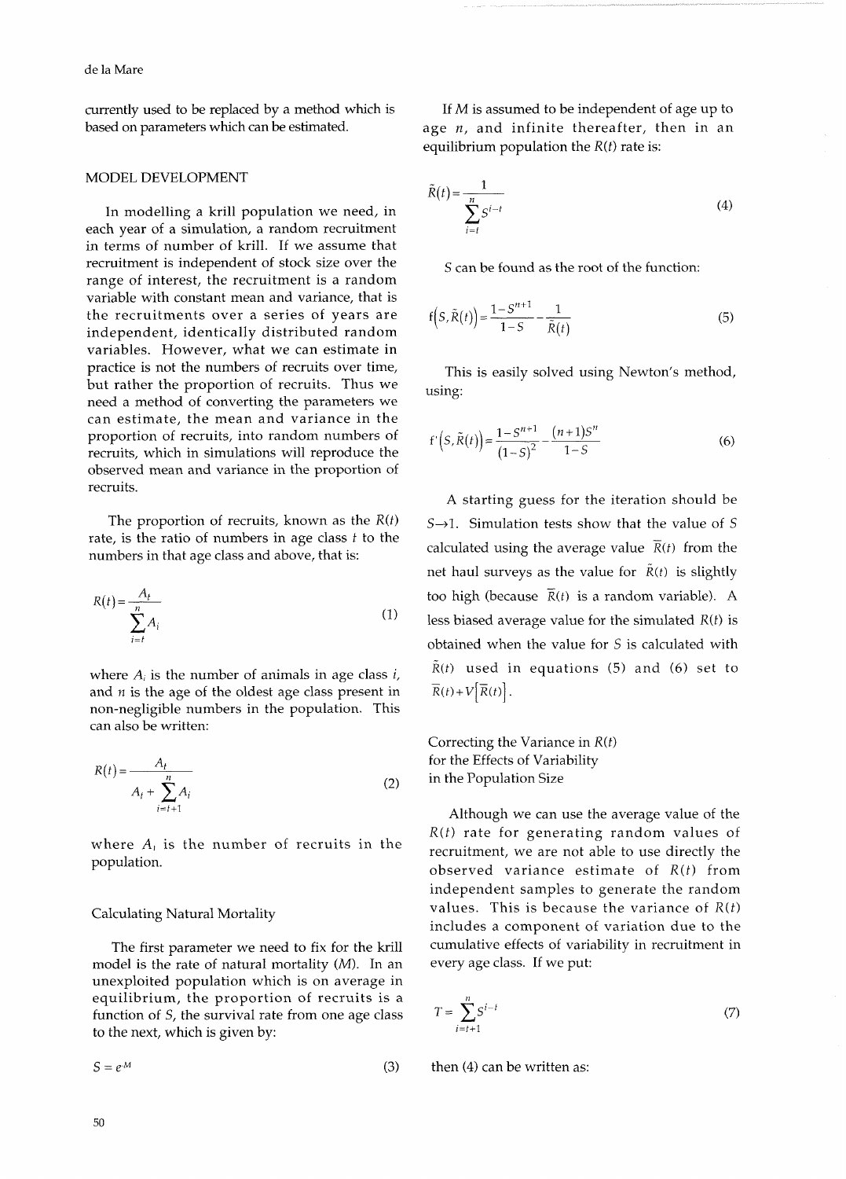currently used to be replaced by a method which is based on parameters which can be estimated.

## MODEL DEVELOPMENT

In modelling a krill population we need, in each year of a simulation, a random recruitment in terms of number of krill. If we assume that recruitment is independent of stock size over the range of interest, the recruitment is a random variable with constant mean and variance, that is the recruitments over a series of years are independent, identically distributed random variables. However, what we can estimate in practice is not the numbers of recruits over time, but rather the proportion of recruits. Thus we need a method of converting the parameters we can estimate, the mean and variance in the proportion of recruits, into random numbers of recruits, which in simulations will reproduce the observed mean and variance in the proportion of recruits.

The proportion of recruits, known as the $R(t)$ rate, is the ratio of numbers in age class $t$ to the numbers in that age class and above, that is:

$$R(t) = \frac{A_t}{\sum_{i=t}^{n} A_i} \tag{1}$$

where $A_i$ is the number of animals in age class $i$, and $n$ is the age of the oldest age class present in non-negligible numbers in the population. This can also be written:

$$R(t) = \frac{A_t}{A_t + \sum_{i=t+1}^{n} A_i} \tag{2}$$

where $A_t$ is the number of recruits in the population.

### Calculating Natural Mortality

The first parameter we need to fix for the krill model is the rate of natural mortality ($M$). In an unexploited population which is on average in equilibrium, the proportion of recruits is a function of $S$, the survival rate from one age class to the next, which is given by:

$$S = e^{-M} \tag{3}$$

If $M$ is assumed to be independent of age up to age $n$, and infinite thereafter, then in an equilibrium population the $R(t)$ rate is:

$$\tilde{R}(t) = \frac{1}{\sum_{i=t}^{n} S^{i-t}} \tag{4}$$

$S$ can be found as the root of the function:

$$f\left(S, \tilde{R}(t)\right) = \frac{1 - S^{n+1}}{1 - S} - \frac{1}{\tilde{R}(t)} \tag{5}$$

This is easily solved using Newton's method, using:

$$f'\left(S, \tilde{R}(t)\right) = \frac{1 - S^{n+1}}{(1 - S)^2} - \frac{(n+1)S^n}{1 - S} \tag{6}$$

A starting guess for the iteration should be $S \rightarrow 1$. Simulation tests show that the value of $S$ calculated using the average value $\overline{R}(t)$ from the net haul surveys as the value for $\tilde{R}(t)$ is slightly too high (because $\overline{R}(t)$ is a random variable). A less biased average value for the simulated $R(t)$ is obtained when the value for $S$ is calculated with $\tilde{R}(t)$ used in equations (5) and (6) set to $\overline{R}(t) + V\left[\overline{R}(t)\right]$.

### Correcting the Variance in $R(t)$ for the Effects of Variability in the Population Size

Although we can use the average value of the $R(t)$ rate for generating random values of recruitment, we are not able to use directly the observed variance estimate of $R(t)$ from independent samples to generate the random values. This is because the variance of $R(t)$ includes a component of variation due to the cumulative effects of variability in recruitment in every age class. If we put:

$$T = \sum_{i=t+1}^{n} S^{i-t} \tag{7}$$

then (4) can be written as: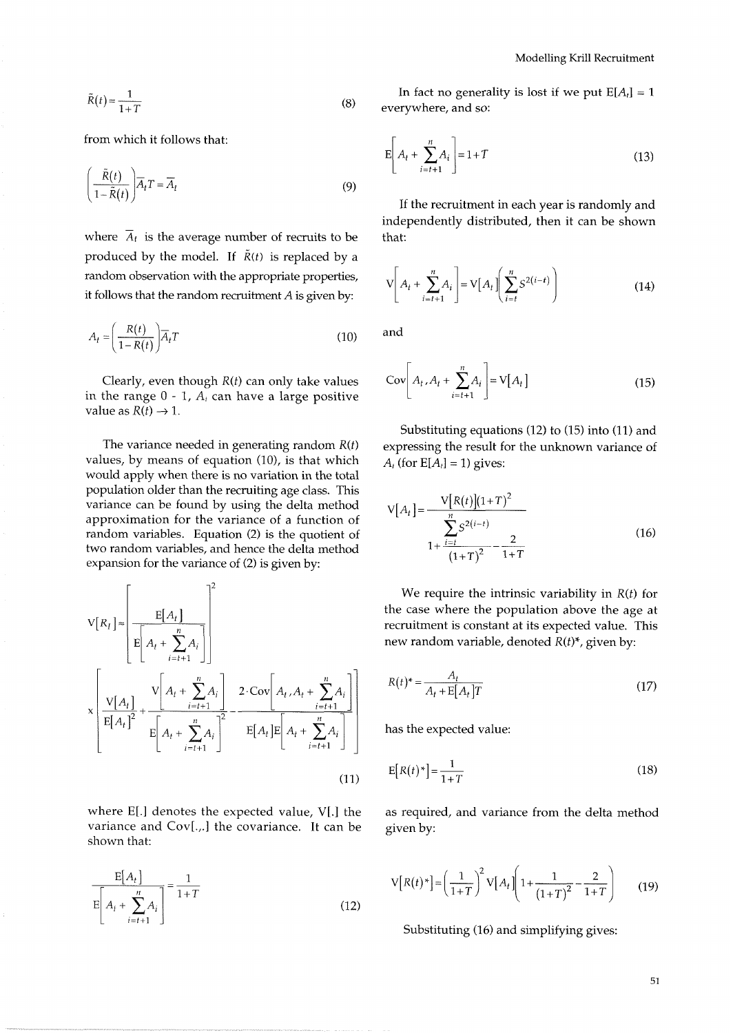$$\tilde{R}(t) = \frac{1}{1+T} \tag{8}$$

from which it follows that:

$$\left( \frac{\tilde{R}(t)}{1-\tilde{R}(t)} \right) \overline{A}_t T = \overline{A}_t \tag{9}$$

where $\overline{A}_t$ is the average number of recruits to be produced by the model. If $\tilde{R}(t)$ is replaced by a random observation with the appropriate properties, it follows that the random recruitment $A$ is given by:

$$A_t = \left( \frac{R(t)}{1-R(t)} \right) \overline{A}_t T \tag{10}$$

Clearly, even though $R(t)$ can only take values in the range 0 - 1, $A_t$ can have a large positive value as $R(t) \to 1$.

The variance needed in generating random $R(t)$ values, by means of equation (10), is that which would apply when there is no variation in the total population older than the recruiting age class. This variance can be found by using the delta method approximation for the variance of a function of random variables. Equation (2) is the quotient of two random variables, and hence the delta method expansion for the variance of (2) is given by:

$$\mathrm{V}[R_t] \approx \left[ \frac{\mathrm{E}[A_t]}{\mathrm{E}\left[ A_t + \sum_{i=t+1}^{n} A_i \right]} \right]^2 \times \left[ \frac{\mathrm{V}[A_t]}{\mathrm{E}[A_t]^2} + \frac{\mathrm{V}\left[ A_t + \sum_{i=t+1}^{n} A_i \right]}{\mathrm{E}\left[ A_t + \sum_{i=t+1}^{n} A_i \right]^2} - \frac{2 \cdot \mathrm{Cov}\left[ A_t, A_t + \sum_{i=t+1}^{n} A_i \right]}{\mathrm{E}[A_t] \mathrm{E}\left[ A_t + \sum_{i=t+1}^{n} A_i \right]} \right] \tag{11}$$

where E[.] denotes the expected value, V[.] the variance and Cov[.,.] the covariance. It can be shown that:

$$\frac{\mathrm{E}[A_t]}{\mathrm{E}\left[ A_t + \sum_{i=t+1}^{n} A_i \right]} = \frac{1}{1+T} \tag{12}$$

In fact no generality is lost if we put $\mathrm{E}[A_t] = 1$ everywhere, and so:

$$\mathrm{E}\left[ A_t + \sum_{i=t+1}^{n} A_i \right] = 1 + T \tag{13}$$

If the recruitment in each year is randomly and independently distributed, then it can be shown that:

$$\mathrm{V}\left[ A_t + \sum_{i=t+1}^{n} A_i \right] = \mathrm{V}[A_t] \left( \sum_{i=t}^{n} S^{2(i-t)} \right) \tag{14}$$

and

$$\mathrm{Cov}\left[ A_t, A_t + \sum_{i=t+1}^{n} A_i \right] = \mathrm{V}[A_t] \tag{15}$$

Substituting equations (12) to (15) into (11) and expressing the result for the unknown variance of $A_t$ (for $\mathrm{E}[A_t] = 1$) gives:

$$\mathrm{V}[A_t] = \frac{\mathrm{V}[R(t)](1+T)^2}{1 + \frac{\sum_{i=t}^{n} S^{2(i-t)}}{(1+T)^2} - \frac{2}{1+T}} \tag{16}$$

We require the intrinsic variability in $R(t)$ for the case where the population above the age at recruitment is constant at its expected value. This new random variable, denoted $R(t)^*$, given by:

$$R(t)^* = \frac{A_t}{A_t + \mathrm{E}[A_t] T} \tag{17}$$

has the expected value:

$$\mathrm{E}[R(t)^*] = \frac{1}{1+T} \tag{18}$$

as required, and variance from the delta method given by:

$$\mathrm{V}[R(t)^*] = \left( \frac{1}{1+T} \right)^2 \mathrm{V}[A_t] \left( 1 + \frac{1}{(1+T)^2} - \frac{2}{1+T} \right) \tag{19}$$

Substituting (16) and simplifying gives: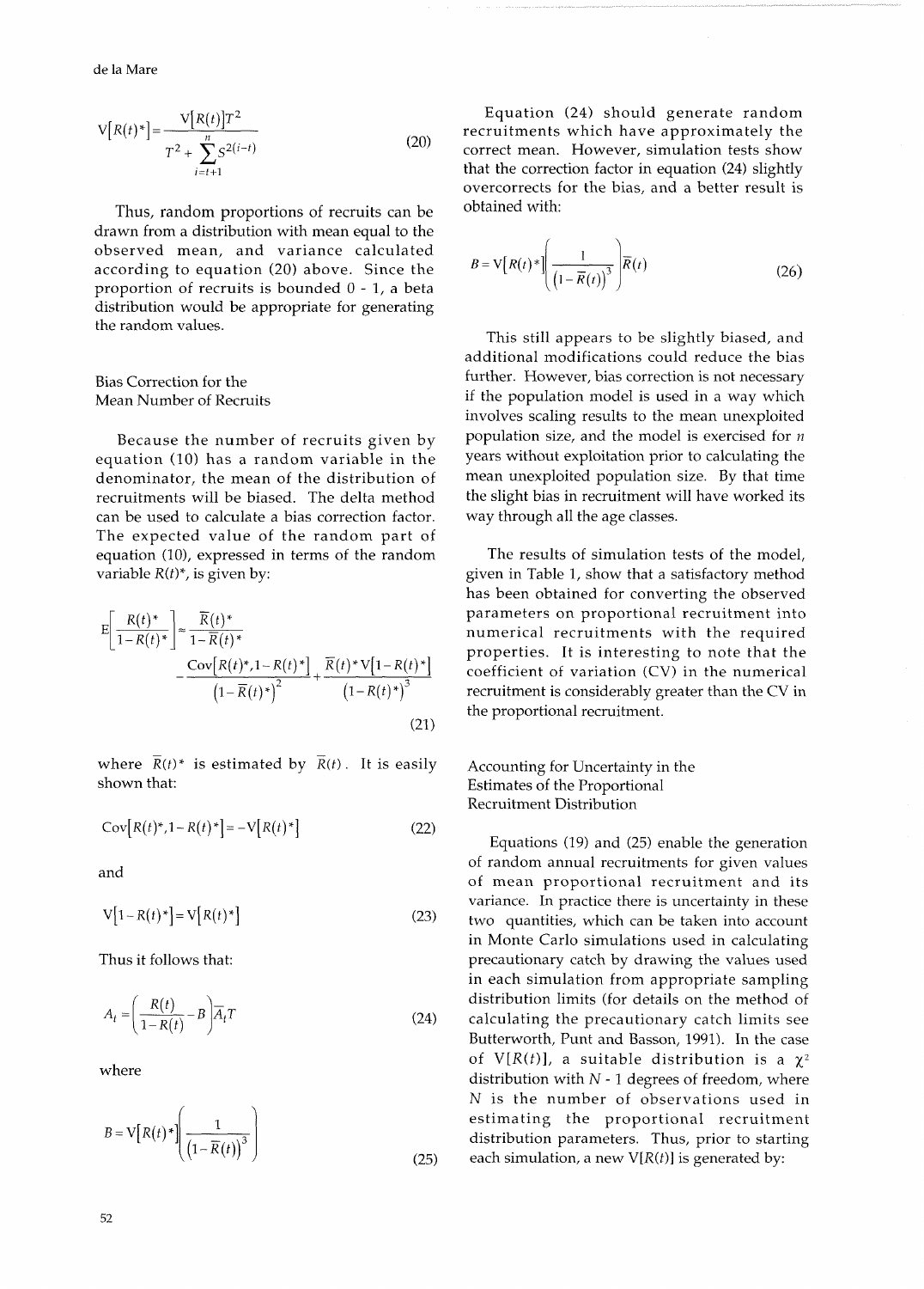$$\mathrm{V}[R(t)^*] = \frac{\mathrm{V}[R(t)]T^2}{T^2 + \sum_{i=t+1}^{n} S^{2(i-t)}} \tag{20}$$

Thus, random proportions of recruits can be drawn from a distribution with mean equal to the observed mean, and variance calculated according to equation (20) above. Since the proportion of recruits is bounded 0 - 1, a beta distribution would be appropriate for generating the random values.

### Bias Correction for the Mean Number of Recruits

Because the number of recruits given by equation (10) has a random variable in the denominator, the mean of the distribution of recruitments will be biased. The delta method can be used to calculate a bias correction factor. The expected value of the random part of equation (10), expressed in terms of the random variable $R(t)^*$, is given by:

$$\mathrm{E}\left[\frac{R(t)^*}{1-R(t)^*}\right] \approx \frac{\bar{R}(t)^*}{1-\bar{R}(t)^*} - \frac{\mathrm{Cov}\left[R(t)^*, 1-R(t)^*\right]}{\left(1-\bar{R}(t)^*\right)^2} + \frac{\bar{R}(t)^*\mathrm{V}\left[1-R(t)^*\right]}{\left(1-R(t)^*\right)^3} \tag{21}$$

where $\bar{R}(t)^*$ is estimated by $\bar{R}(t)$. It is easily shown that:

$$\mathrm{Cov}\left[R(t)^*, 1-R(t)^*\right] = -\mathrm{V}\left[R(t)^*\right] \tag{22}$$

and

$$\mathrm{V}\left[1-R(t)^*\right] = \mathrm{V}\left[R(t)^*\right] \tag{23}$$

Thus it follows that:

$$A_t = \left(\frac{R(t)}{1-R(t)} - B\right)\bar{A}_t T \tag{24}$$

where

$$B = \mathrm{V}\left[R(t)^*\right]\left(\frac{1}{\left(1-\bar{R}(t)\right)^3}\right) \tag{25}$$

Equation (24) should generate random recruitments which have approximately the correct mean. However, simulation tests show that the correction factor in equation (24) slightly overcorrects for the bias, and a better result is obtained with:

$$B = \mathrm{V}\left[R(t)^*\right]\left(\frac{1}{\left(1-\bar{R}(t)\right)^3}\right)\bar{R}(t) \tag{26}$$

This still appears to be slightly biased, and additional modifications could reduce the bias further. However, bias correction is not necessary if the population model is used in a way which involves scaling results to the mean unexploited population size, and the model is exercised for $n$ years without exploitation prior to calculating the mean unexploited population size. By that time the slight bias in recruitment will have worked its way through all the age classes.

The results of simulation tests of the model, given in Table 1, show that a satisfactory method has been obtained for converting the observed parameters on proportional recruitment into numerical recruitments with the required properties. It is interesting to note that the coefficient of variation (CV) in the numerical recruitment is considerably greater than the CV in the proportional recruitment.

### Accounting for Uncertainty in the Estimates of the Proportional Recruitment Distribution

Equations (19) and (25) enable the generation of random annual recruitments for given values of mean proportional recruitment and its variance. In practice there is uncertainty in these two quantities, which can be taken into account in Monte Carlo simulations used in calculating precautionary catch by drawing the values used in each simulation from appropriate sampling distribution limits (for details on the method of calculating the precautionary catch limits see Butterworth, Punt and Basson, 1991). In the case of $\mathrm{V}[R(t)]$, a suitable distribution is a $\chi^2$ distribution with $N$ - 1 degrees of freedom, where $N$ is the number of observations used in estimating the proportional recruitment distribution parameters. Thus, prior to starting each simulation, a new $\mathrm{V}[R(t)]$ is generated by: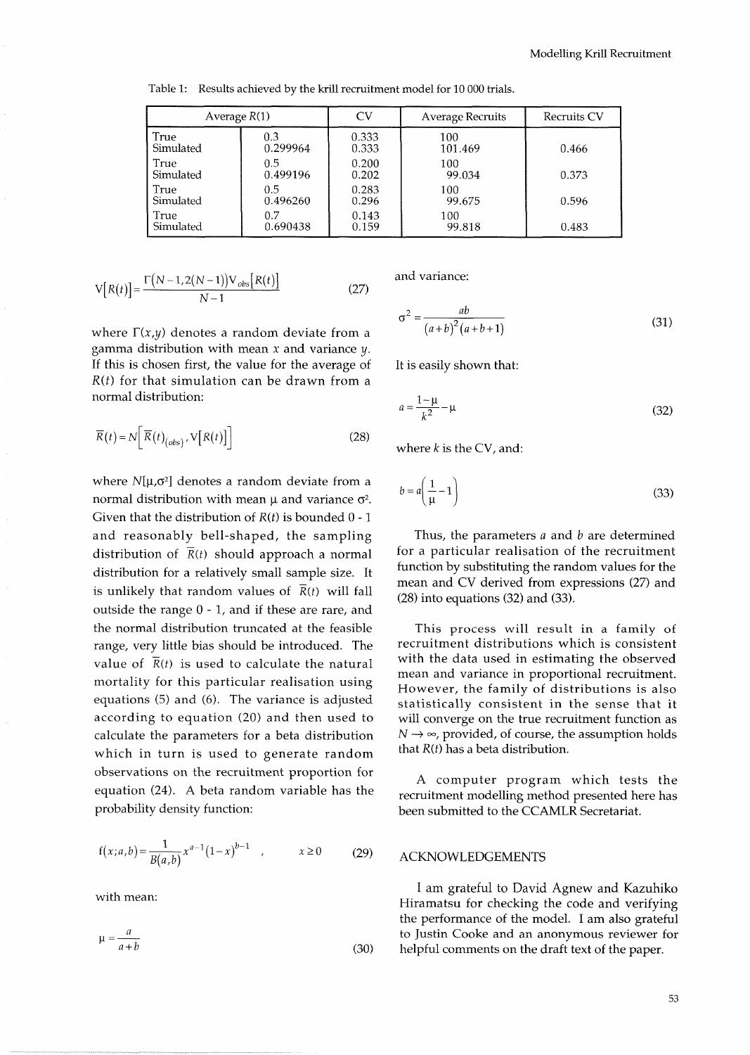Table 1: Results achieved by the krill recruitment model for 10 000 trials.

| Average $R(1)$ | | CV | Average Recruits | Recruits CV |
|---|---|---|---|---|
| True | 0.3 | 0.333 | 100 | |
| Simulated | 0.299964 | 0.333 | 101.469 | 0.466 |
| True | 0.5 | 0.200 | 100 | |
| Simulated | 0.499196 | 0.202 | 99.034 | 0.373 |
| True | 0.5 | 0.283 | 100 | |
| Simulated | 0.496260 | 0.296 | 99.675 | 0.596 |
| True | 0.7 | 0.143 | 100 | |
| Simulated | 0.690438 | 0.159 | 99.818 | 0.483 |

$$V[R(t)] = \frac{\Gamma(N-1, 2(N-1)) V_{obs}[R(t)]}{N-1} \tag{27}$$

where $\Gamma(x,y)$ denotes a random deviate from a gamma distribution with mean $x$ and variance $y$. If this is chosen first, the value for the average of $R(t)$ for that simulation can be drawn from a normal distribution:

$$\overline{R}(t) = N\left[\overline{R}(t)_{(obs)}, V[R(t)]\right] \tag{28}$$

where $N[\mu,\sigma^2]$ denotes a random deviate from a normal distribution with mean $\mu$ and variance $\sigma^2$. Given that the distribution of $R(t)$ is bounded 0 - 1 and reasonably bell-shaped, the sampling distribution of $\overline{R}(t)$ should approach a normal distribution for a relatively small sample size. It is unlikely that random values of $\overline{R}(t)$ will fall outside the range 0 - 1, and if these are rare, and the normal distribution truncated at the feasible range, very little bias should be introduced. The value of $\overline{R}(t)$ is used to calculate the natural mortality for this particular realisation using equations (5) and (6). The variance is adjusted according to equation (20) and then used to calculate the parameters for a beta distribution which in turn is used to generate random observations on the recruitment proportion for equation (24). A beta random variable has the probability density function:

$$f(x;a,b) = \frac{1}{B(a,b)} x^{a-1}(1-x)^{b-1}, \qquad x \geq 0 \tag{29}$$

with mean:

$$\mu = \frac{a}{a+b} \tag{30}$$

and variance:

$$\sigma^2 = \frac{ab}{(a+b)^2(a+b+1)} \tag{31}$$

It is easily shown that:

$$a = \frac{1-\mu}{k^2} - \mu \tag{32}$$

where $k$ is the CV, and:

$$b = a\left(\frac{1}{\mu} - 1\right) \tag{33}$$

Thus, the parameters $a$ and $b$ are determined for a particular realisation of the recruitment function by substituting the random values for the mean and CV derived from expressions (27) and (28) into equations (32) and (33).

This process will result in a family of recruitment distributions which is consistent with the data used in estimating the observed mean and variance in proportional recruitment. However, the family of distributions is also statistically consistent in the sense that it will converge on the true recruitment function as $N \rightarrow \infty$, provided, of course, the assumption holds that $R(t)$ has a beta distribution.

A computer program which tests the recruitment modelling method presented here has been submitted to the CCAMLR Secretariat.

## ACKNOWLEDGEMENTS

I am grateful to David Agnew and Kazuhiko Hiramatsu for checking the code and verifying the performance of the model. I am also grateful to Justin Cooke and an anonymous reviewer for helpful comments on the draft text of the paper.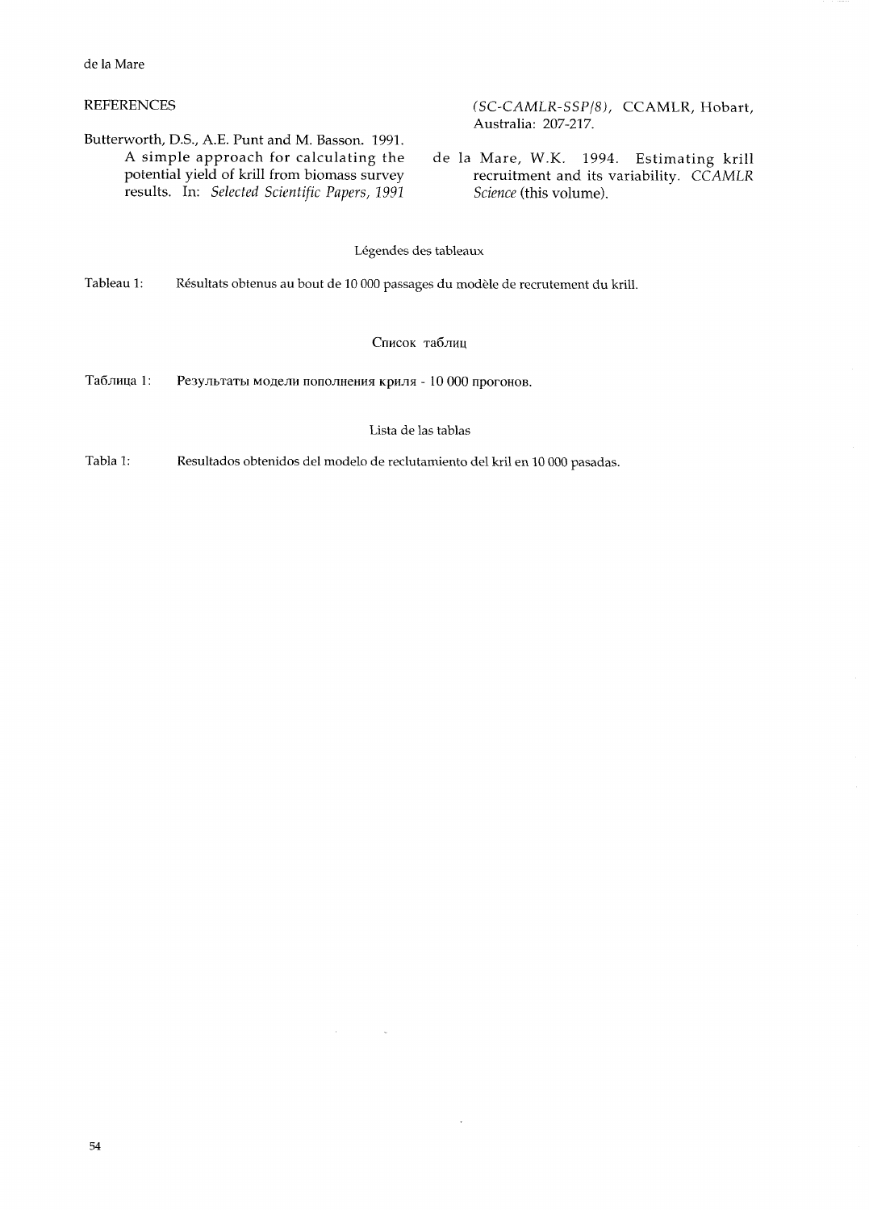## REFERENCES

Butterworth, D.S., A.E. Punt and M. Basson. 1991. A simple approach for calculating the potential yield of krill from biomass survey results. In: *Selected Scientific Papers, 1991 (SC-CAMLR-SSP/8)*, CCAMLR, Hobart, Australia: 207-217.

de la Mare, W.K. 1994. Estimating krill recruitment and its variability. *CCAMLR Science* (this volume).

### Légendes des tableaux

Tableau 1: Résultats obtenus au bout de 10 000 passages du modèle de recrutement du krill.

### Список таблиц

Таблица 1: Результаты модели пополнения криля - 10 000 прогонов.

### Lista de las tablas

Tabla 1: Resultados obtenidos del modelo de reclutamiento del kril en 10 000 pasadas.